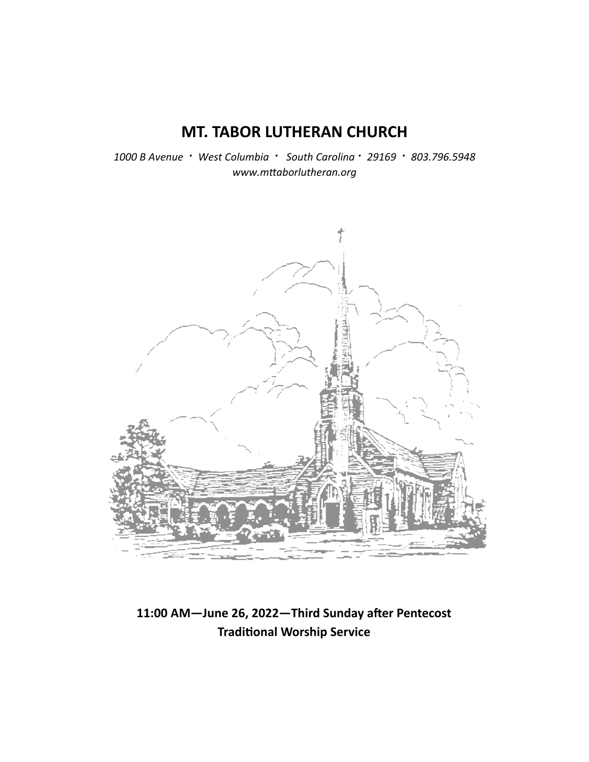# MT. TABOR LUTHERAN CHURCH

*1000 B Avenue · West Columbia · South Carolina · 29169 · 803.796.5948*
*www.mttaborlutheran.org*

**11:00 AM—June 26, 2022—Third Sunday after Pentecost**
**Traditional Worship Service**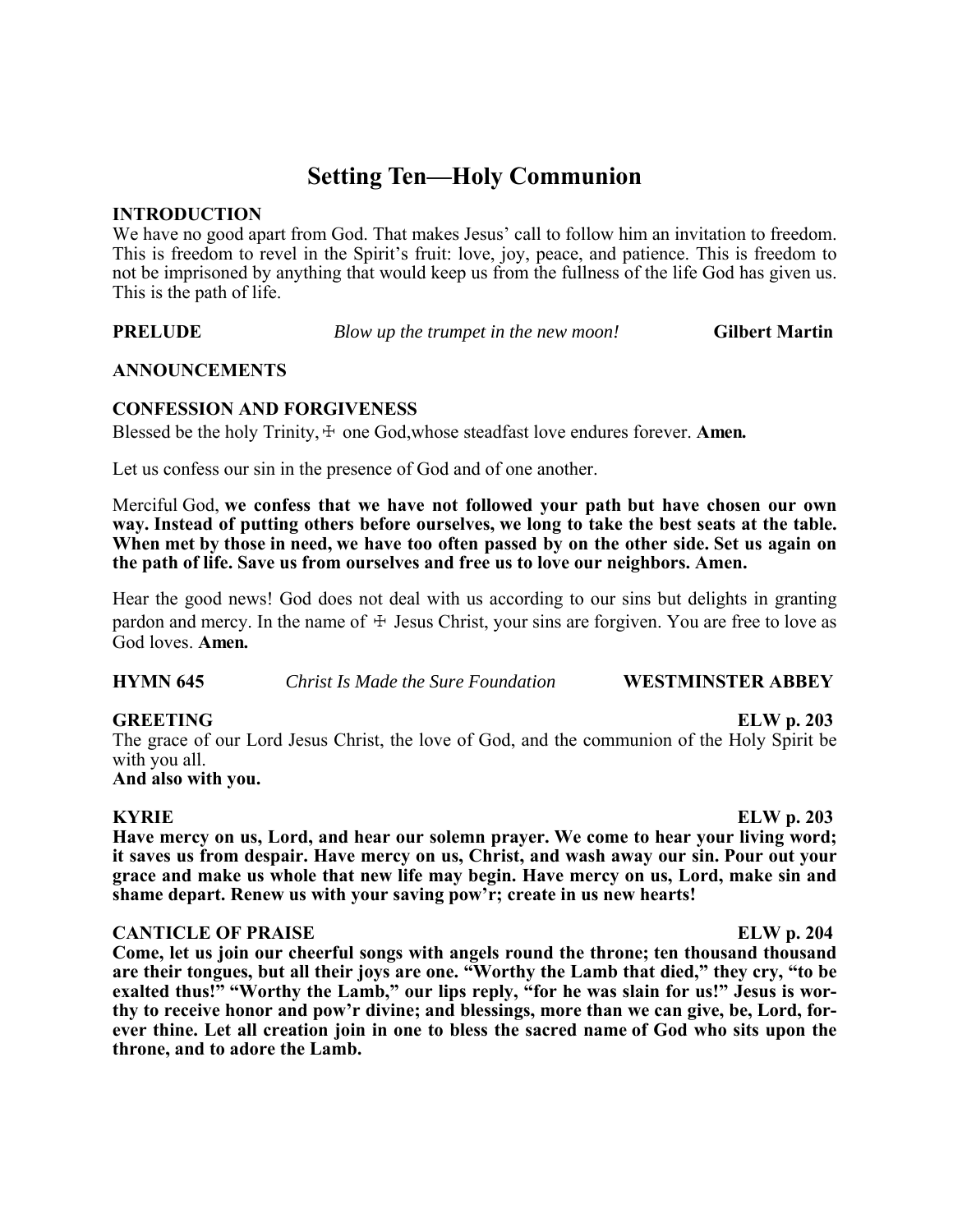# Setting Ten—Holy Communion

**INTRODUCTION**
We have no good apart from God. That makes Jesus' call to follow him an invitation to freedom. This is freedom to revel in the Spirit's fruit: love, joy, peace, and patience. This is freedom to not be imprisoned by anything that would keep us from the fullness of the life God has given us. This is the path of life.

**PRELUDE** *Blow up the trumpet in the new moon!* **Gilbert Martin**

**ANNOUNCEMENTS**

**CONFESSION AND FORGIVENESS**
Blessed be the holy Trinity, ☩ one God,whose steadfast love endures forever. **Amen.**

Let us confess our sin in the presence of God and of one another.

Merciful God, **we confess that we have not followed your path but have chosen our own way. Instead of putting others before ourselves, we long to take the best seats at the table. When met by those in need, we have too often passed by on the other side. Set us again on the path of life. Save us from ourselves and free us to love our neighbors. Amen.**

Hear the good news! God does not deal with us according to our sins but delights in granting pardon and mercy. In the name of ☩ Jesus Christ, your sins are forgiven. You are free to love as God loves. **Amen.**

**HYMN 645** *Christ Is Made the Sure Foundation* **WESTMINSTER ABBEY**

**GREETING** **ELW p. 203**
The grace of our Lord Jesus Christ, the love of God, and the communion of the Holy Spirit be with you all.
**And also with you.**

**KYRIE** **ELW p. 203**
**Have mercy on us, Lord, and hear our solemn prayer. We come to hear your living word; it saves us from despair. Have mercy on us, Christ, and wash away our sin. Pour out your grace and make us whole that new life may begin. Have mercy on us, Lord, make sin and shame depart. Renew us with your saving pow'r; create in us new hearts!**

**CANTICLE OF PRAISE** **ELW p. 204**
**Come, let us join our cheerful songs with angels round the throne; ten thousand thousand are their tongues, but all their joys are one. "Worthy the Lamb that died," they cry, "to be exalted thus!" "Worthy the Lamb," our lips reply, "for he was slain for us!" Jesus is worthy to receive honor and pow'r divine; and blessings, more than we can give, be, Lord, forever thine. Let all creation join in one to bless the sacred name of God who sits upon the throne, and to adore the Lamb.**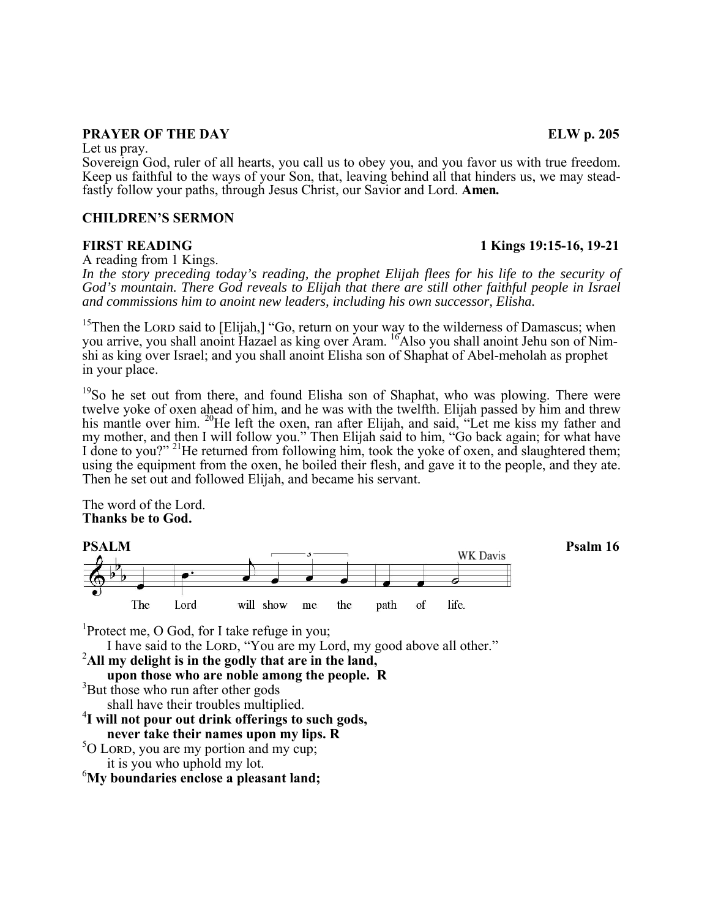**PRAYER OF THE DAY** **ELW p. 205**

Let us pray.

Sovereign God, ruler of all hearts, you call us to obey you, and you favor us with true freedom. Keep us faithful to the ways of your Son, that, leaving behind all that hinders us, we may steadfastly follow your paths, through Jesus Christ, our Savior and Lord. **Amen.**

**CHILDREN'S SERMON**

**FIRST READING** **1 Kings 19:15-16, 19-21**

A reading from 1 Kings.

*In the story preceding today's reading, the prophet Elijah flees for his life to the security of God's mountain. There God reveals to Elijah that there are still other faithful people in Israel and commissions him to anoint new leaders, including his own successor, Elisha.*

[15]Then the LORD said to [Elijah,] "Go, return on your way to the wilderness of Damascus; when you arrive, you shall anoint Hazael as king over Aram. [16]Also you shall anoint Jehu son of Nimshi as king over Israel; and you shall anoint Elisha son of Shaphat of Abel-meholah as prophet in your place.

[19]So he set out from there, and found Elisha son of Shaphat, who was plowing. There were twelve yoke of oxen ahead of him, and he was with the twelfth. Elijah passed by him and threw his mantle over him. [20]He left the oxen, ran after Elijah, and said, "Let me kiss my father and my mother, and then I will follow you." Then Elijah said to him, "Go back again; for what have I done to you?" [21]He returned from following him, took the yoke of oxen, and slaughtered them; using the equipment from the oxen, he boiled their flesh, and gave it to the people, and they ate. Then he set out and followed Elijah, and became his servant.

The word of the Lord.
**Thanks be to God.**

**PSALM** **Psalm 16**

WK Davis

The Lord will show me the path of life.

[1]Protect me, O God, for I take refuge in you;
I have said to the LORD, "You are my Lord, my good above all other."
[2]**All my delight is in the godly that are in the land,**
**upon those who are noble among the people. R**
[3]But those who run after other gods
shall have their troubles multiplied.
[4]**I will not pour out drink offerings to such gods,**
**never take their names upon my lips. R**
[5]O LORD, you are my portion and my cup;
it is you who uphold my lot.
[6]**My boundaries enclose a pleasant land;**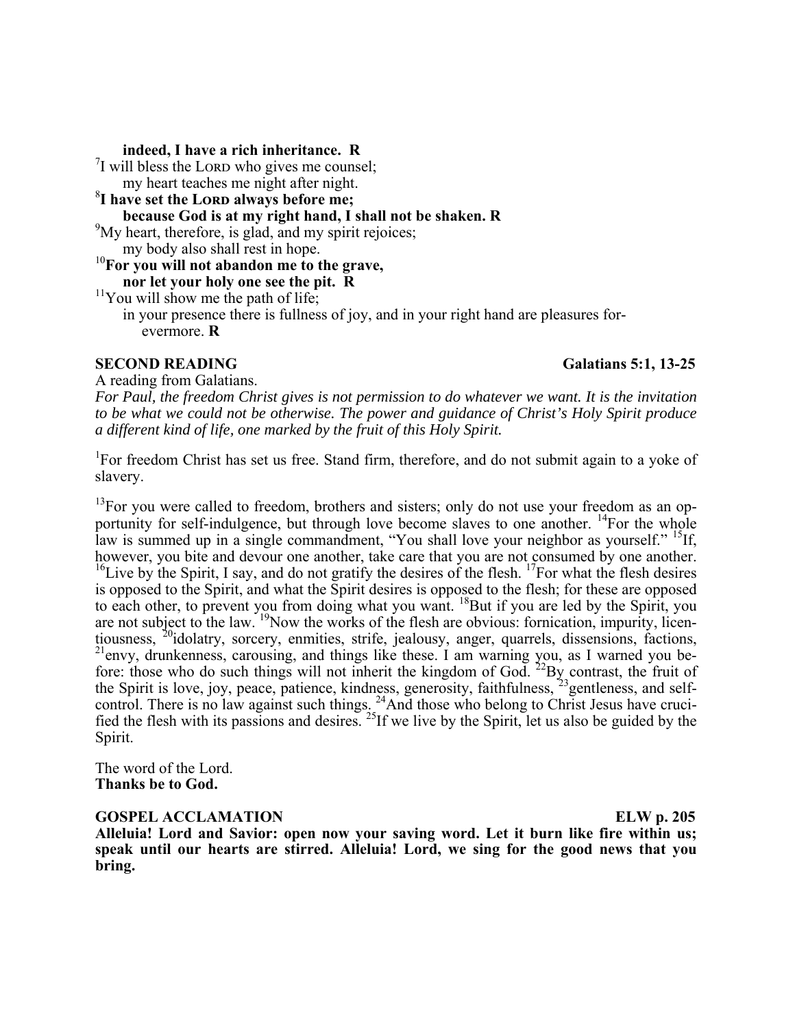**indeed, I have a rich inheritance. R**

[7]I will bless the LORD who gives me counsel;
my heart teaches me night after night.

**[8]I have set the LORD always before me;**
**because God is at my right hand, I shall not be shaken. R**

[9]My heart, therefore, is glad, and my spirit rejoices;
my body also shall rest in hope.

**[10]For you will not abandon me to the grave,**
**nor let your holy one see the pit. R**

[11]You will show me the path of life;
in your presence there is fullness of joy, and in your right hand are pleasures forevermore. **R**

**SECOND READING** **Galatians 5:1, 13-25**

A reading from Galatians.

*For Paul, the freedom Christ gives is not permission to do whatever we want. It is the invitation to be what we could not be otherwise. The power and guidance of Christ's Holy Spirit produce a different kind of life, one marked by the fruit of this Holy Spirit.*

[1]For freedom Christ has set us free. Stand firm, therefore, and do not submit again to a yoke of slavery.

[13]For you were called to freedom, brothers and sisters; only do not use your freedom as an opportunity for self-indulgence, but through love become slaves to one another. [14]For the whole law is summed up in a single commandment, "You shall love your neighbor as yourself." [15]If, however, you bite and devour one another, take care that you are not consumed by one another. [16]Live by the Spirit, I say, and do not gratify the desires of the flesh. [17]For what the flesh desires is opposed to the Spirit, and what the Spirit desires is opposed to the flesh; for these are opposed to each other, to prevent you from doing what you want. [18]But if you are led by the Spirit, you are not subject to the law. [19]Now the works of the flesh are obvious: fornication, impurity, licentiousness, [20]idolatry, sorcery, enmities, strife, jealousy, anger, quarrels, dissensions, factions, [21]envy, drunkenness, carousing, and things like these. I am warning you, as I warned you before: those who do such things will not inherit the kingdom of God. [22]By contrast, the fruit of the Spirit is love, joy, peace, patience, kindness, generosity, faithfulness, [23]gentleness, and self-control. There is no law against such things. [24]And those who belong to Christ Jesus have crucified the flesh with its passions and desires. [25]If we live by the Spirit, let us also be guided by the Spirit.

The word of the Lord.
**Thanks be to God.**

**GOSPEL ACCLAMATION** **ELW p. 205**

**Alleluia! Lord and Savior: open now your saving word. Let it burn like fire within us; speak until our hearts are stirred. Alleluia! Lord, we sing for the good news that you bring.**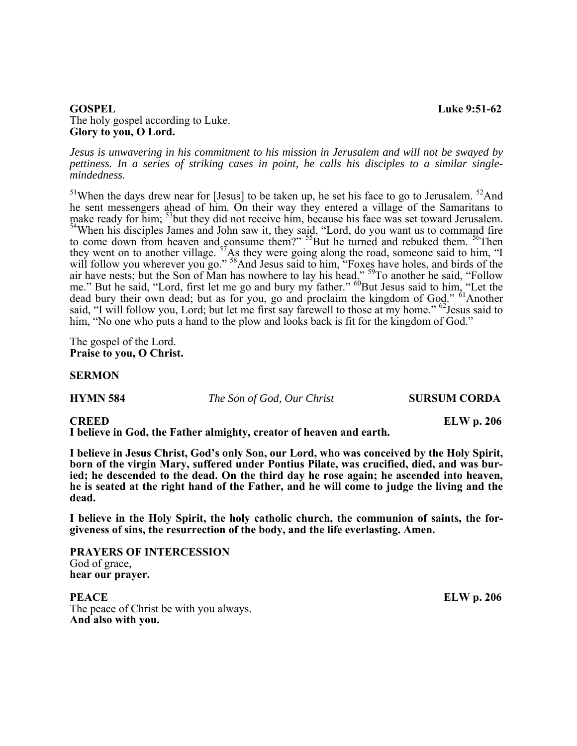**GOSPEL** **Luke 9:51-62**

The holy gospel according to Luke.
**Glory to you, O Lord.**

*Jesus is unwavering in his commitment to his mission in Jerusalem and will not be swayed by pettiness. In a series of striking cases in point, he calls his disciples to a similar single-mindedness.*

[51]When the days drew near for [Jesus] to be taken up, he set his face to go to Jerusalem. [52]And he sent messengers ahead of him. On their way they entered a village of the Samaritans to make ready for him; [53]but they did not receive him, because his face was set toward Jerusalem. [54]When his disciples James and John saw it, they said, "Lord, do you want us to command fire to come down from heaven and consume them?" [55]But he turned and rebuked them. [56]Then they went on to another village. [57]As they were going along the road, someone said to him, "I will follow you wherever you go." [58]And Jesus said to him, "Foxes have holes, and birds of the air have nests; but the Son of Man has nowhere to lay his head." [59]To another he said, "Follow me." But he said, "Lord, first let me go and bury my father." [60]But Jesus said to him, "Let the dead bury their own dead; but as for you, go and proclaim the kingdom of God." [61]Another said, "I will follow you, Lord; but let me first say farewell to those at my home." [62]Jesus said to him, "No one who puts a hand to the plow and looks back is fit for the kingdom of God."

The gospel of the Lord.
**Praise to you, O Christ.**

**SERMON**

**HYMN 584** *The Son of God, Our Christ* **SURSUM CORDA**

**CREED** **ELW p. 206**

**I believe in God, the Father almighty, creator of heaven and earth.**

**I believe in Jesus Christ, God's only Son, our Lord, who was conceived by the Holy Spirit, born of the virgin Mary, suffered under Pontius Pilate, was crucified, died, and was buried; he descended to the dead. On the third day he rose again; he ascended into heaven, he is seated at the right hand of the Father, and he will come to judge the living and the dead.**

**I believe in the Holy Spirit, the holy catholic church, the communion of saints, the forgiveness of sins, the resurrection of the body, and the life everlasting. Amen.**

**PRAYERS OF INTERCESSION**

God of grace,
**hear our prayer.**

**PEACE** **ELW p. 206**

The peace of Christ be with you always.
**And also with you.**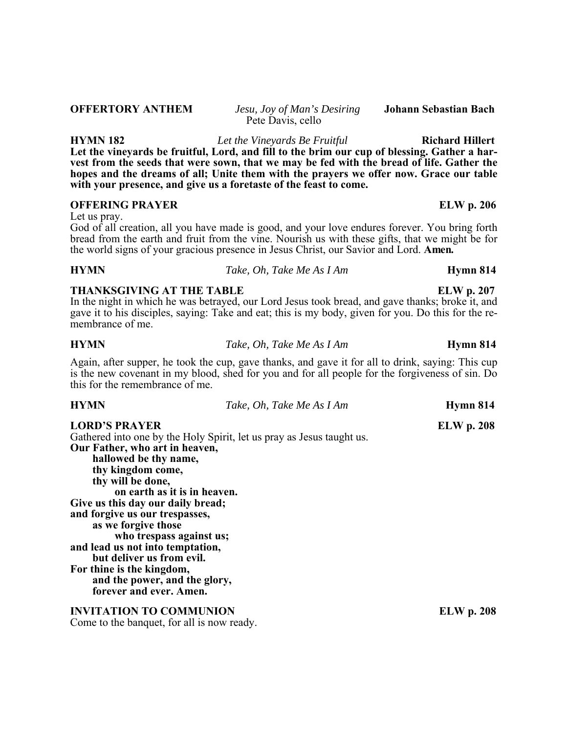**OFFERTORY ANTHEM** *Jesu, Joy of Man's Desiring* **Johann Sebastian Bach**
Pete Davis, cello

**HYMN 182** *Let the Vineyards Be Fruitful* **Richard Hillert**
**Let the vineyards be fruitful, Lord, and fill to the brim our cup of blessing. Gather a harvest from the seeds that were sown, that we may be fed with the bread of life. Gather the hopes and the dreams of all; Unite them with the prayers we offer now. Grace our table with your presence, and give us a foretaste of the feast to come.**

**OFFERING PRAYER** **ELW p. 206**
Let us pray.
God of all creation, all you have made is good, and your love endures forever. You bring forth bread from the earth and fruit from the vine. Nourish us with these gifts, that we might be for the world signs of your gracious presence in Jesus Christ, our Savior and Lord. **Amen.**

**HYMN** *Take, Oh, Take Me As I Am* **Hymn 814**

**THANKSGIVING AT THE TABLE** **ELW p. 207**
In the night in which he was betrayed, our Lord Jesus took bread, and gave thanks; broke it, and gave it to his disciples, saying: Take and eat; this is my body, given for you. Do this for the remembrance of me.

**HYMN** *Take, Oh, Take Me As I Am* **Hymn 814**

Again, after supper, he took the cup, gave thanks, and gave it for all to drink, saying: This cup is the new covenant in my blood, shed for you and for all people for the forgiveness of sin. Do this for the remembrance of me.

**HYMN** *Take, Oh, Take Me As I Am* **Hymn 814**

**LORD'S PRAYER** **ELW p. 208**
Gathered into one by the Holy Spirit, let us pray as Jesus taught us.
**Our Father, who art in heaven,**
**hallowed be thy name,**
**thy kingdom come,**
**thy will be done,**
**on earth as it is in heaven.**
**Give us this day our daily bread;**
**and forgive us our trespasses,**
**as we forgive those**
**who trespass against us;**
**and lead us not into temptation,**
**but deliver us from evil.**
**For thine is the kingdom,**
**and the power, and the glory,**
**forever and ever. Amen.**

**INVITATION TO COMMUNION** **ELW p. 208**
Come to the banquet, for all is now ready.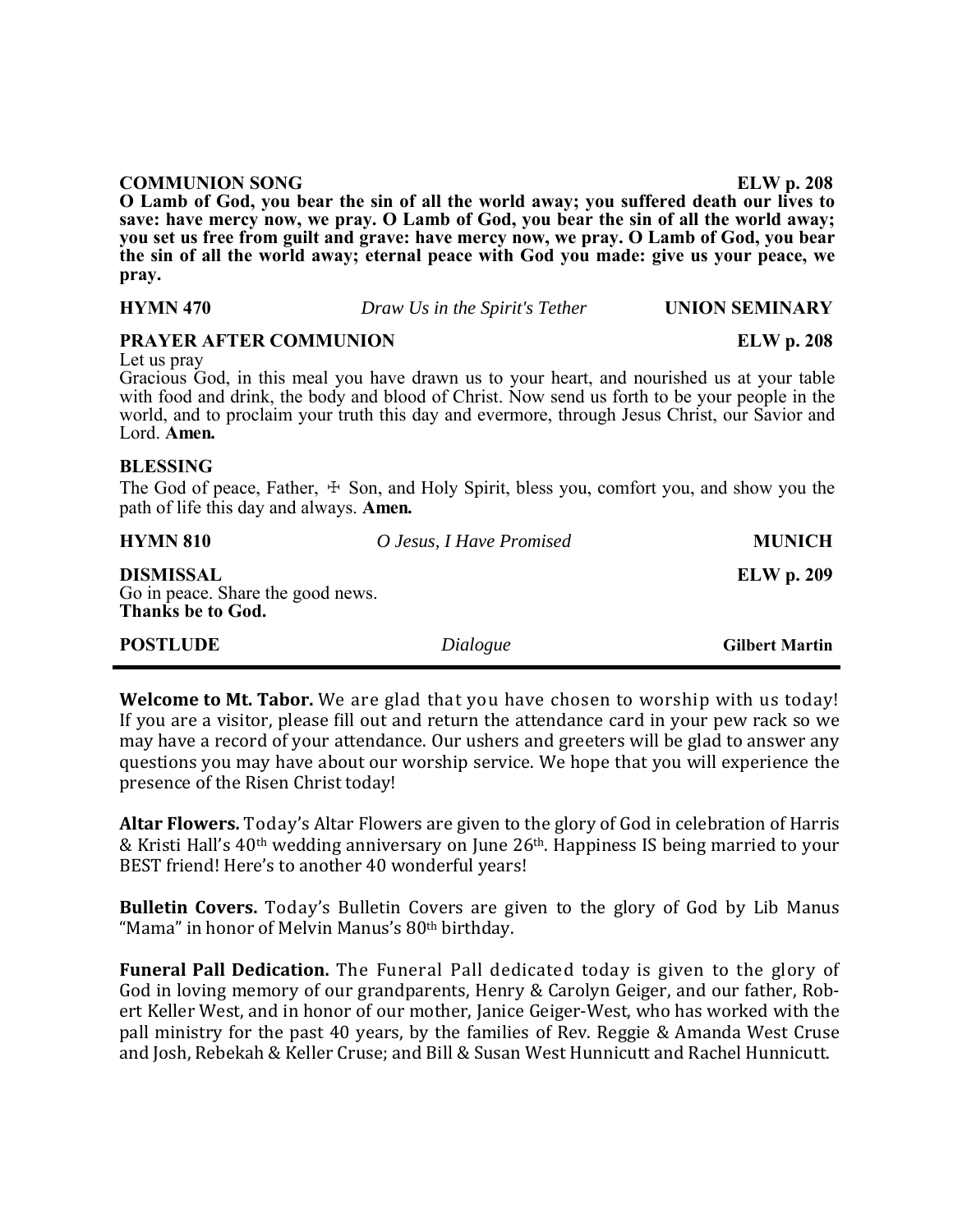**COMMUNION SONG** **ELW p. 208**

**O Lamb of God, you bear the sin of all the world away; you suffered death our lives to save: have mercy now, we pray. O Lamb of God, you bear the sin of all the world away; you set us free from guilt and grave: have mercy now, we pray. O Lamb of God, you bear the sin of all the world away; eternal peace with God you made: give us your peace, we pray.**

**HYMN 470** *Draw Us in the Spirit's Tether* **UNION SEMINARY**

**PRAYER AFTER COMMUNION** **ELW p. 208**

Let us pray

Gracious God, in this meal you have drawn us to your heart, and nourished us at your table with food and drink, the body and blood of Christ. Now send us forth to be your people in the world, and to proclaim your truth this day and evermore, through Jesus Christ, our Savior and Lord. **Amen.**

**BLESSING**

The God of peace, Father, ☩ Son, and Holy Spirit, bless you, comfort you, and show you the path of life this day and always. **Amen.**

**HYMN 810** *O Jesus, I Have Promised* **MUNICH**

**DISMISSAL** **ELW p. 209**

Go in peace. Share the good news.
**Thanks be to God.**

**POSTLUDE** *Dialogue* **Gilbert Martin**

---

**Welcome to Mt. Tabor.** We are glad that you have chosen to worship with us today! If you are a visitor, please fill out and return the attendance card in your pew rack so we may have a record of your attendance. Our ushers and greeters will be glad to answer any questions you may have about our worship service. We hope that you will experience the presence of the Risen Christ today!

**Altar Flowers.** Today's Altar Flowers are given to the glory of God in celebration of Harris & Kristi Hall's 40th wedding anniversary on June 26th. Happiness IS being married to your BEST friend! Here's to another 40 wonderful years!

**Bulletin Covers.** Today's Bulletin Covers are given to the glory of God by Lib Manus "Mama" in honor of Melvin Manus's 80th birthday.

**Funeral Pall Dedication.** The Funeral Pall dedicated today is given to the glory of God in loving memory of our grandparents, Henry & Carolyn Geiger, and our father, Robert Keller West, and in honor of our mother, Janice Geiger-West, who has worked with the pall ministry for the past 40 years, by the families of Rev. Reggie & Amanda West Cruse and Josh, Rebekah & Keller Cruse; and Bill & Susan West Hunnicutt and Rachel Hunnicutt.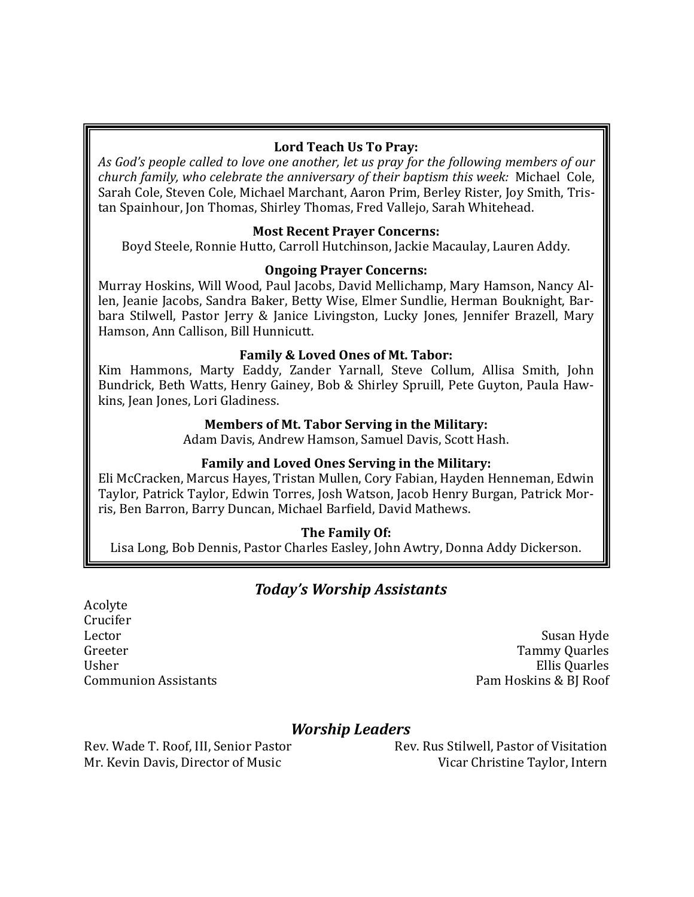**Lord Teach Us To Pray:**

*As God's people called to love one another, let us pray for the following members of our church family, who celebrate the anniversary of their baptism this week:* Michael Cole, Sarah Cole, Steven Cole, Michael Marchant, Aaron Prim, Berley Rister, Joy Smith, Tristan Spainhour, Jon Thomas, Shirley Thomas, Fred Vallejo, Sarah Whitehead.

**Most Recent Prayer Concerns:**

Boyd Steele, Ronnie Hutto, Carroll Hutchinson, Jackie Macaulay, Lauren Addy.

**Ongoing Prayer Concerns:**

Murray Hoskins, Will Wood, Paul Jacobs, David Mellichamp, Mary Hamson, Nancy Allen, Jeanie Jacobs, Sandra Baker, Betty Wise, Elmer Sundlie, Herman Bouknight, Barbara Stilwell, Pastor Jerry & Janice Livingston, Lucky Jones, Jennifer Brazell, Mary Hamson, Ann Callison, Bill Hunnicutt.

**Family & Loved Ones of Mt. Tabor:**

Kim Hammons, Marty Eaddy, Zander Yarnall, Steve Collum, Allisa Smith, John Bundrick, Beth Watts, Henry Gainey, Bob & Shirley Spruill, Pete Guyton, Paula Hawkins, Jean Jones, Lori Gladiness.

**Members of Mt. Tabor Serving in the Military:**

Adam Davis, Andrew Hamson, Samuel Davis, Scott Hash.

**Family and Loved Ones Serving in the Military:**

Eli McCracken, Marcus Hayes, Tristan Mullen, Cory Fabian, Hayden Henneman, Edwin Taylor, Patrick Taylor, Edwin Torres, Josh Watson, Jacob Henry Burgan, Patrick Morris, Ben Barron, Barry Duncan, Michael Barfield, David Mathews.

**The Family Of:**

Lisa Long, Bob Dennis, Pastor Charles Easley, John Awtry, Donna Addy Dickerson.

## *Today's Worship Assistants*

| | |
|---|---|
| Acolyte | |
| Crucifer | |
| Lector | Susan Hyde |
| Greeter | Tammy Quarles |
| Usher | Ellis Quarles |
| Communion Assistants | Pam Hoskins & BJ Roof |

## *Worship Leaders*

Rev. Wade T. Roof, III, Senior Pastor
Rev. Rus Stilwell, Pastor of Visitation
Mr. Kevin Davis, Director of Music
Vicar Christine Taylor, Intern